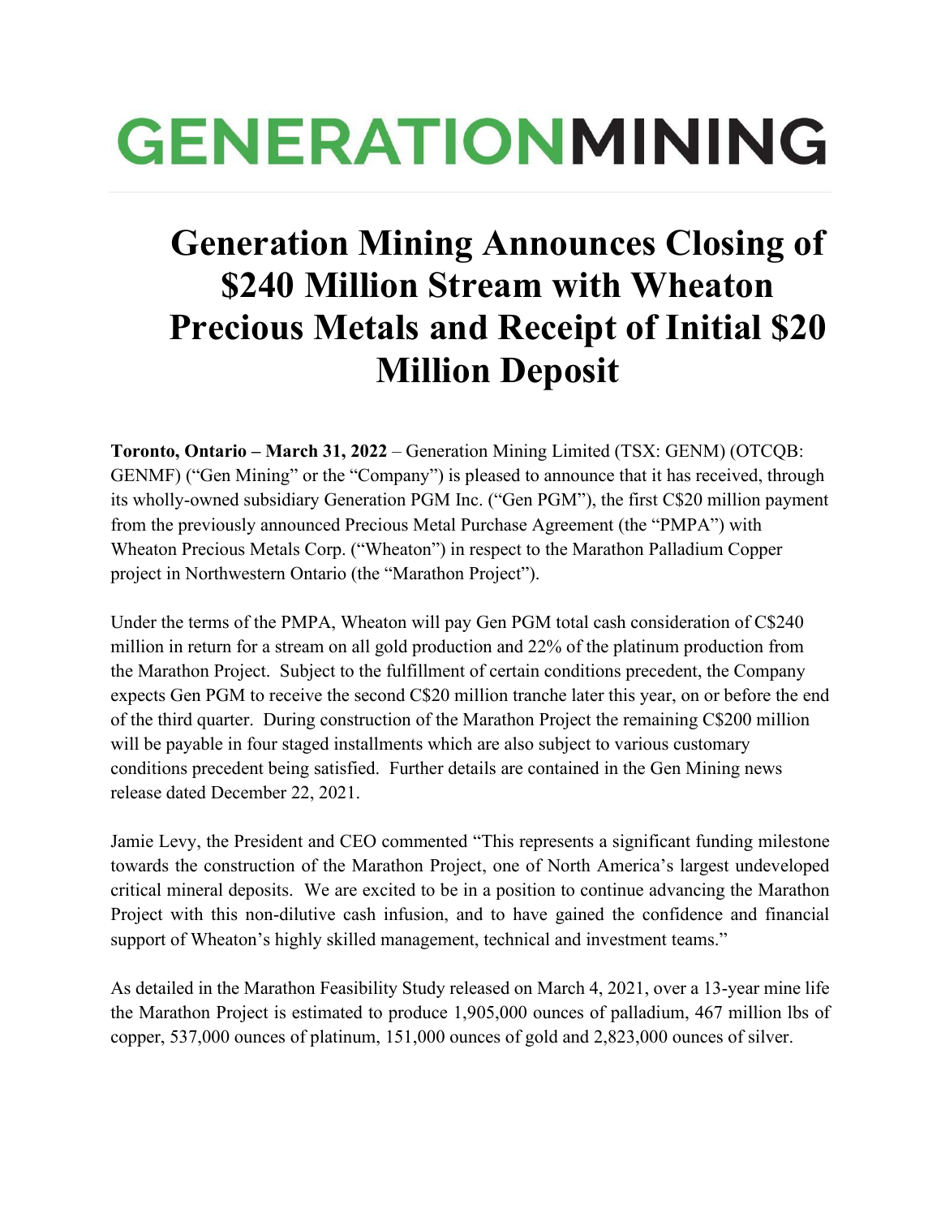# GENERATIONMINING

# Generation Mining Announces Closing of $240 Million Stream with Wheaton Precious Metals and Receipt of Initial $20 Million Deposit

**Toronto, Ontario – March 31, 2022** – Generation Mining Limited (TSX: GENM) (OTCQB: GENMF) ("Gen Mining" or the "Company") is pleased to announce that it has received, through its wholly-owned subsidiary Generation PGM Inc. ("Gen PGM"), the first C$20 million payment from the previously announced Precious Metal Purchase Agreement (the "PMPA") with Wheaton Precious Metals Corp. ("Wheaton") in respect to the Marathon Palladium Copper project in Northwestern Ontario (the "Marathon Project").

Under the terms of the PMPA, Wheaton will pay Gen PGM total cash consideration of C$240 million in return for a stream on all gold production and 22% of the platinum production from the Marathon Project. Subject to the fulfillment of certain conditions precedent, the Company expects Gen PGM to receive the second C$20 million tranche later this year, on or before the end of the third quarter. During construction of the Marathon Project the remaining C$200 million will be payable in four staged installments which are also subject to various customary conditions precedent being satisfied. Further details are contained in the Gen Mining news release dated December 22, 2021.

Jamie Levy, the President and CEO commented "This represents a significant funding milestone towards the construction of the Marathon Project, one of North America's largest undeveloped critical mineral deposits. We are excited to be in a position to continue advancing the Marathon Project with this non-dilutive cash infusion, and to have gained the confidence and financial support of Wheaton's highly skilled management, technical and investment teams."

As detailed in the Marathon Feasibility Study released on March 4, 2021, over a 13-year mine life the Marathon Project is estimated to produce 1,905,000 ounces of palladium, 467 million lbs of copper, 537,000 ounces of platinum, 151,000 ounces of gold and 2,823,000 ounces of silver.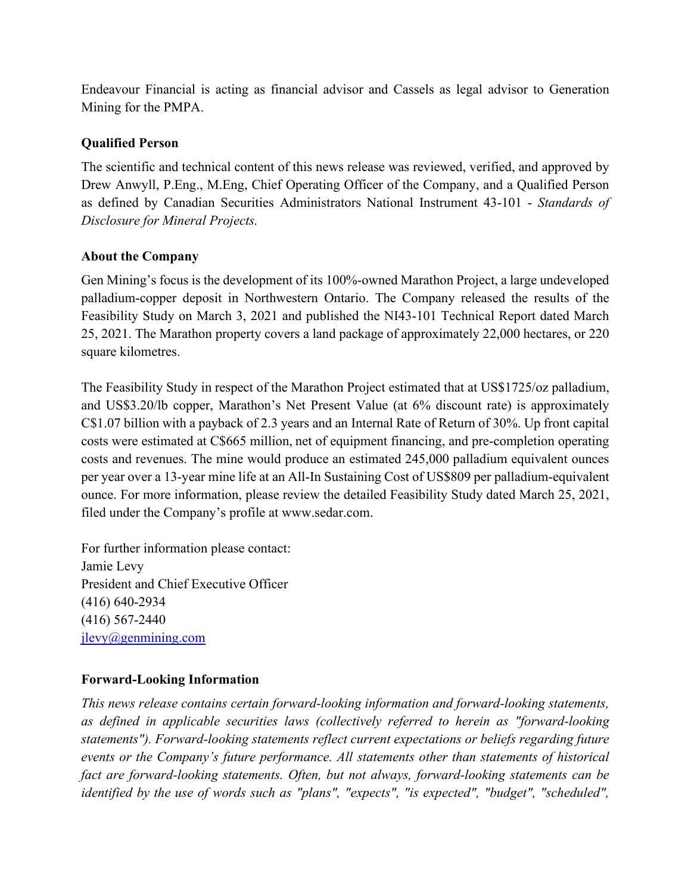Endeavour Financial is acting as financial advisor and Cassels as legal advisor to Generation Mining for the PMPA.

## Qualified Person

The scientific and technical content of this news release was reviewed, verified, and approved by Drew Anwyll, P.Eng., M.Eng, Chief Operating Officer of the Company, and a Qualified Person as defined by Canadian Securities Administrators National Instrument 43-101 - *Standards of Disclosure for Mineral Projects.*

## About the Company

Gen Mining's focus is the development of its 100%-owned Marathon Project, a large undeveloped palladium-copper deposit in Northwestern Ontario. The Company released the results of the Feasibility Study on March 3, 2021 and published the NI43-101 Technical Report dated March 25, 2021. The Marathon property covers a land package of approximately 22,000 hectares, or 220 square kilometres.

The Feasibility Study in respect of the Marathon Project estimated that at US$1725/oz palladium, and US$3.20/lb copper, Marathon's Net Present Value (at 6% discount rate) is approximately C$1.07 billion with a payback of 2.3 years and an Internal Rate of Return of 30%. Up front capital costs were estimated at C$665 million, net of equipment financing, and pre-completion operating costs and revenues. The mine would produce an estimated 245,000 palladium equivalent ounces per year over a 13-year mine life at an All-In Sustaining Cost of US$809 per palladium-equivalent ounce. For more information, please review the detailed Feasibility Study dated March 25, 2021, filed under the Company's profile at www.sedar.com.

For further information please contact:
Jamie Levy
President and Chief Executive Officer
(416) 640-2934
(416) 567-2440
jlevy@genmining.com

## Forward-Looking Information

*This news release contains certain forward-looking information and forward-looking statements, as defined in applicable securities laws (collectively referred to herein as "forward-looking statements"). Forward-looking statements reflect current expectations or beliefs regarding future events or the Company's future performance. All statements other than statements of historical fact are forward-looking statements. Often, but not always, forward-looking statements can be identified by the use of words such as "plans", "expects", "is expected", "budget", "scheduled",*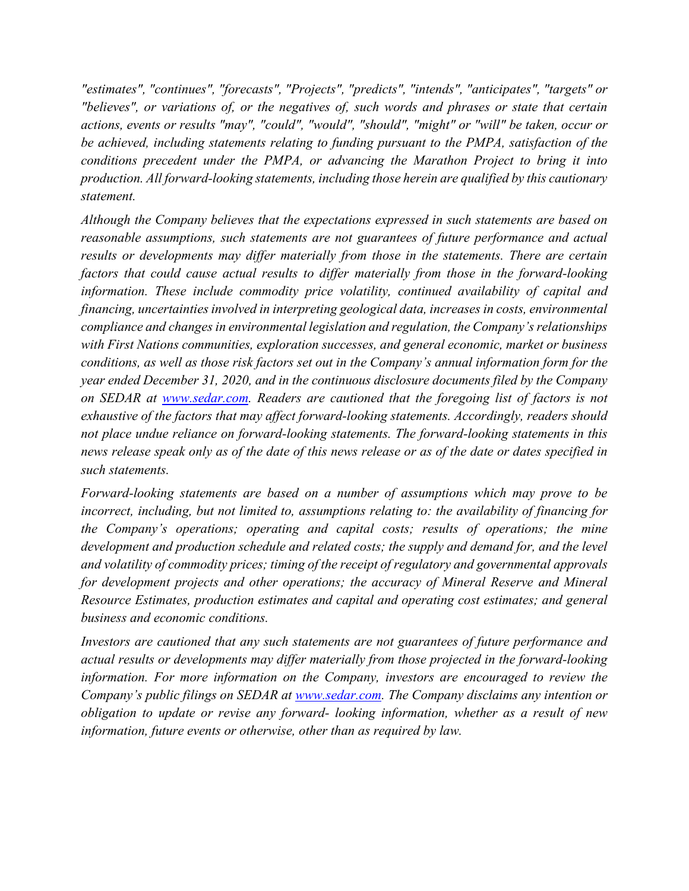*"estimates", "continues", "forecasts", "Projects", "predicts", "intends", "anticipates", "targets" or "believes", or variations of, or the negatives of, such words and phrases or state that certain actions, events or results "may", "could", "would", "should", "might" or "will" be taken, occur or be achieved, including statements relating to funding pursuant to the PMPA, satisfaction of the conditions precedent under the PMPA, or advancing the Marathon Project to bring it into production. All forward-looking statements, including those herein are qualified by this cautionary statement.*

*Although the Company believes that the expectations expressed in such statements are based on reasonable assumptions, such statements are not guarantees of future performance and actual results or developments may differ materially from those in the statements. There are certain factors that could cause actual results to differ materially from those in the forward-looking information. These include commodity price volatility, continued availability of capital and financing, uncertainties involved in interpreting geological data, increases in costs, environmental compliance and changes in environmental legislation and regulation, the Company's relationships with First Nations communities, exploration successes, and general economic, market or business conditions, as well as those risk factors set out in the Company's annual information form for the year ended December 31, 2020, and in the continuous disclosure documents filed by the Company on SEDAR at [www.sedar.com](www.sedar.com). Readers are cautioned that the foregoing list of factors is not exhaustive of the factors that may affect forward-looking statements. Accordingly, readers should not place undue reliance on forward-looking statements. The forward-looking statements in this news release speak only as of the date of this news release or as of the date or dates specified in such statements.*

*Forward-looking statements are based on a number of assumptions which may prove to be incorrect, including, but not limited to, assumptions relating to: the availability of financing for the Company's operations; operating and capital costs; results of operations; the mine development and production schedule and related costs; the supply and demand for, and the level and volatility of commodity prices; timing of the receipt of regulatory and governmental approvals for development projects and other operations; the accuracy of Mineral Reserve and Mineral Resource Estimates, production estimates and capital and operating cost estimates; and general business and economic conditions.*

*Investors are cautioned that any such statements are not guarantees of future performance and actual results or developments may differ materially from those projected in the forward-looking information. For more information on the Company, investors are encouraged to review the Company's public filings on SEDAR at [www.sedar.com](www.sedar.com). The Company disclaims any intention or obligation to update or revise any forward- looking information, whether as a result of new information, future events or otherwise, other than as required by law.*